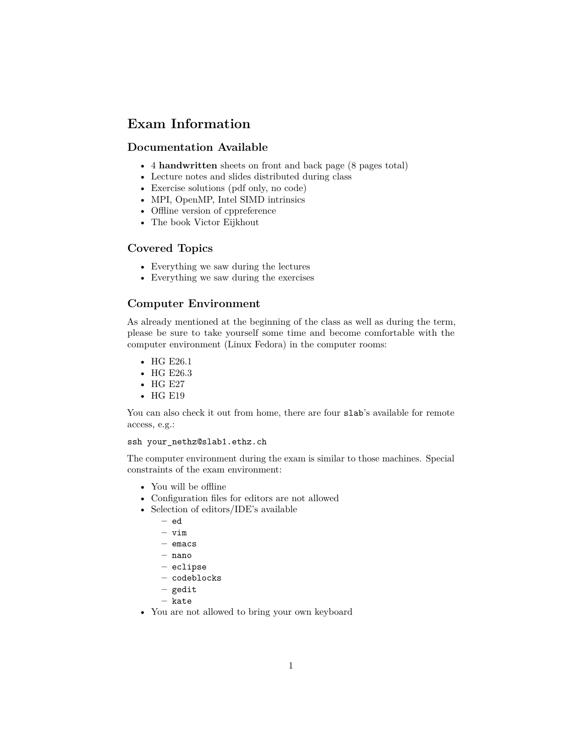# Exam Information

## Documentation Available

- 4 **handwritten** sheets on front and back page (8 pages total)
- Lecture notes and slides distributed during class
- Exercise solutions (pdf only, no code)
- MPI, OpenMP, Intel SIMD intrinsics
- Offline version of cppreference
- The book Victor Eijkhout

## Covered Topics

- Everything we saw during the lectures
- Everything we saw during the exercises

## Computer Environment

As already mentioned at the beginning of the class as well as during the term, please be sure to take yourself some time and become comfortable with the computer environment (Linux Fedora) in the computer rooms:

- HG E26.1
- HG E26.3
- HG E27
- HG E19

You can also check it out from home, there are four `slab`'s available for remote access, e.g.:

```
ssh your_nethz@slab1.ethz.ch
```

The computer environment during the exam is similar to those machines. Special constraints of the exam environment:

- You will be offline
- Configuration files for editors are not allowed
- Selection of editors/IDE's available
  - `ed`
  - `vim`
  - `emacs`
  - `nano`
  - `eclipse`
  - `codeblocks`
  - `gedit`
  - `kate`
- You are not allowed to bring your own keyboard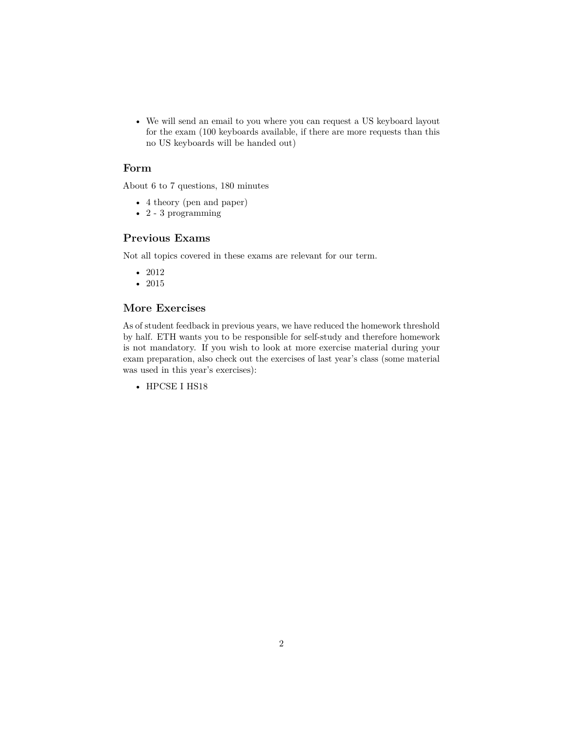- We will send an email to you where you can request a US keyboard layout for the exam (100 keyboards available, if there are more requests than this no US keyboards will be handed out)

## Form

About 6 to 7 questions, 180 minutes

- 4 theory (pen and paper)
- 2 - 3 programming

## Previous Exams

Not all topics covered in these exams are relevant for our term.

- 2012
- 2015

## More Exercises

As of student feedback in previous years, we have reduced the homework threshold by half. ETH wants you to be responsible for self-study and therefore homework is not mandatory. If you wish to look at more exercise material during your exam preparation, also check out the exercises of last year's class (some material was used in this year's exercises):

- HPCSE I HS18